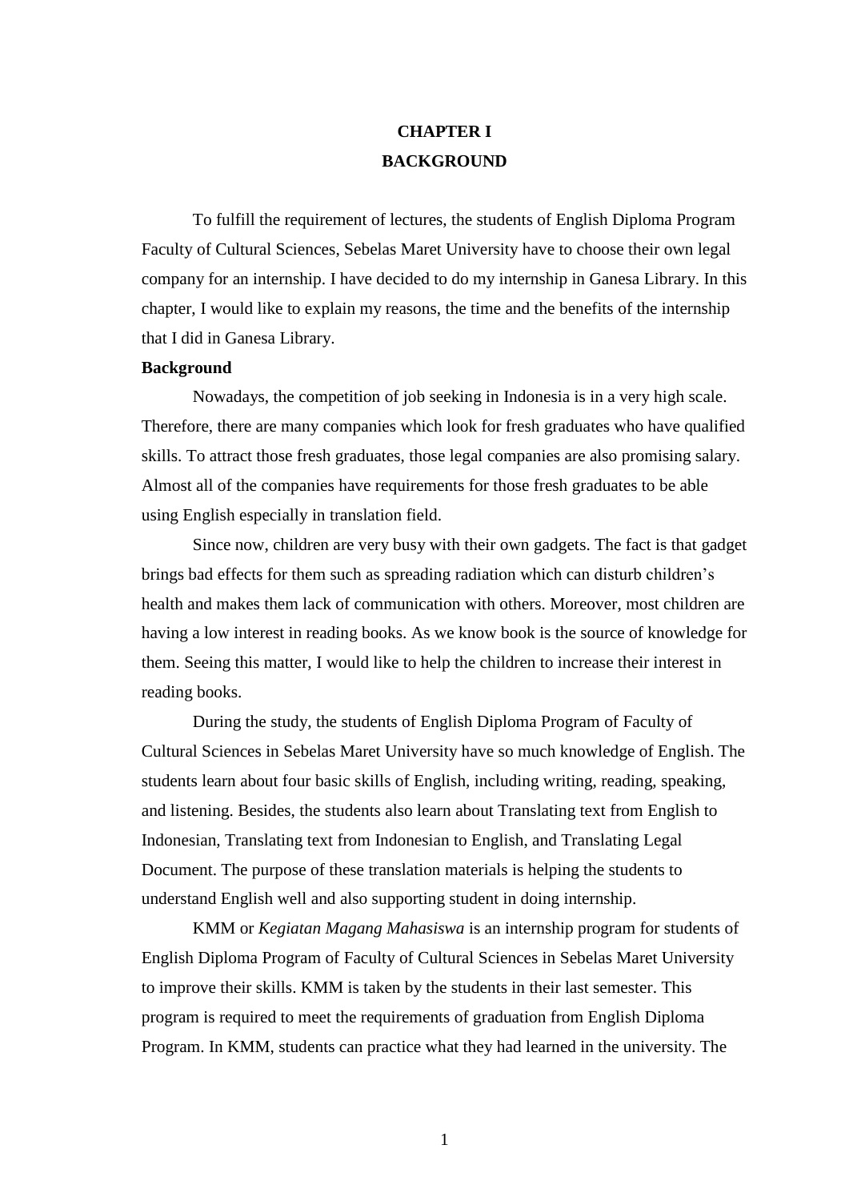# CHAPTER I
# BACKGROUND

To fulfill the requirement of lectures, the students of English Diploma Program Faculty of Cultural Sciences, Sebelas Maret University have to choose their own legal company for an internship. I have decided to do my internship in Ganesa Library. In this chapter, I would like to explain my reasons, the time and the benefits of the internship that I did in Ganesa Library.

**Background**

Nowadays, the competition of job seeking in Indonesia is in a very high scale. Therefore, there are many companies which look for fresh graduates who have qualified skills. To attract those fresh graduates, those legal companies are also promising salary. Almost all of the companies have requirements for those fresh graduates to be able using English especially in translation field.

Since now, children are very busy with their own gadgets. The fact is that gadget brings bad effects for them such as spreading radiation which can disturb children's health and makes them lack of communication with others. Moreover, most children are having a low interest in reading books. As we know book is the source of knowledge for them. Seeing this matter, I would like to help the children to increase their interest in reading books.

During the study, the students of English Diploma Program of Faculty of Cultural Sciences in Sebelas Maret University have so much knowledge of English. The students learn about four basic skills of English, including writing, reading, speaking, and listening. Besides, the students also learn about Translating text from English to Indonesian, Translating text from Indonesian to English, and Translating Legal Document. The purpose of these translation materials is helping the students to understand English well and also supporting student in doing internship.

KMM or *Kegiatan Magang Mahasiswa* is an internship program for students of English Diploma Program of Faculty of Cultural Sciences in Sebelas Maret University to improve their skills. KMM is taken by the students in their last semester. This program is required to meet the requirements of graduation from English Diploma Program. In KMM, students can practice what they had learned in the university. The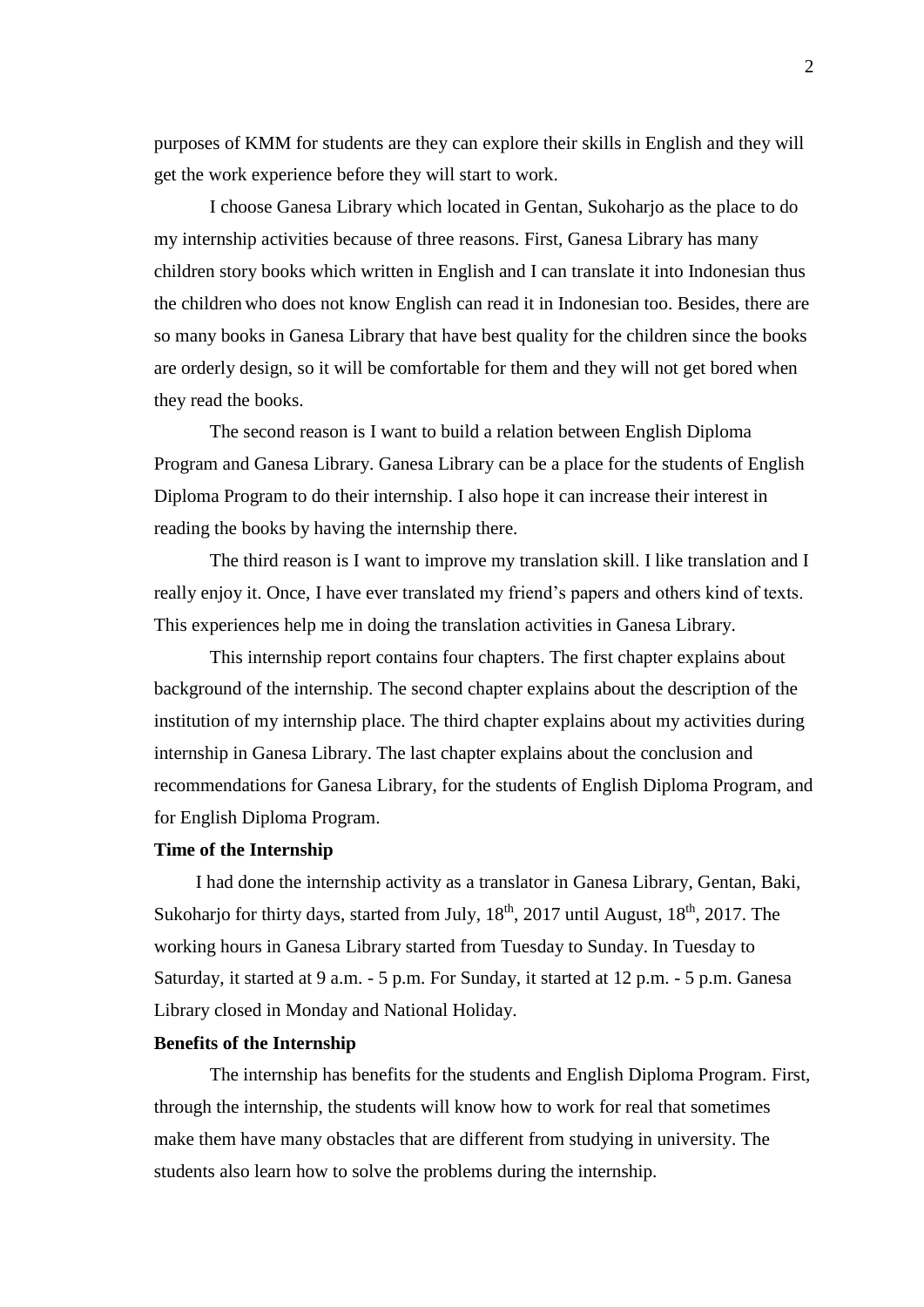purposes of KMM for students are they can explore their skills in English and they will get the work experience before they will start to work.

I choose Ganesa Library which located in Gentan, Sukoharjo as the place to do my internship activities because of three reasons. First, Ganesa Library has many children story books which written in English and I can translate it into Indonesian thus the children who does not know English can read it in Indonesian too. Besides, there are so many books in Ganesa Library that have best quality for the children since the books are orderly design, so it will be comfortable for them and they will not get bored when they read the books.

The second reason is I want to build a relation between English Diploma Program and Ganesa Library. Ganesa Library can be a place for the students of English Diploma Program to do their internship. I also hope it can increase their interest in reading the books by having the internship there.

The third reason is I want to improve my translation skill. I like translation and I really enjoy it. Once, I have ever translated my friend's papers and others kind of texts. This experiences help me in doing the translation activities in Ganesa Library.

This internship report contains four chapters. The first chapter explains about background of the internship. The second chapter explains about the description of the institution of my internship place. The third chapter explains about my activities during internship in Ganesa Library. The last chapter explains about the conclusion and recommendations for Ganesa Library, for the students of English Diploma Program, and for English Diploma Program.

**Time of the Internship**

I had done the internship activity as a translator in Ganesa Library, Gentan, Baki, Sukoharjo for thirty days, started from July, 18th, 2017 until August, 18th, 2017. The working hours in Ganesa Library started from Tuesday to Sunday. In Tuesday to Saturday, it started at 9 a.m. - 5 p.m. For Sunday, it started at 12 p.m. - 5 p.m. Ganesa Library closed in Monday and National Holiday.

**Benefits of the Internship**

The internship has benefits for the students and English Diploma Program. First, through the internship, the students will know how to work for real that sometimes make them have many obstacles that are different from studying in university. The students also learn how to solve the problems during the internship.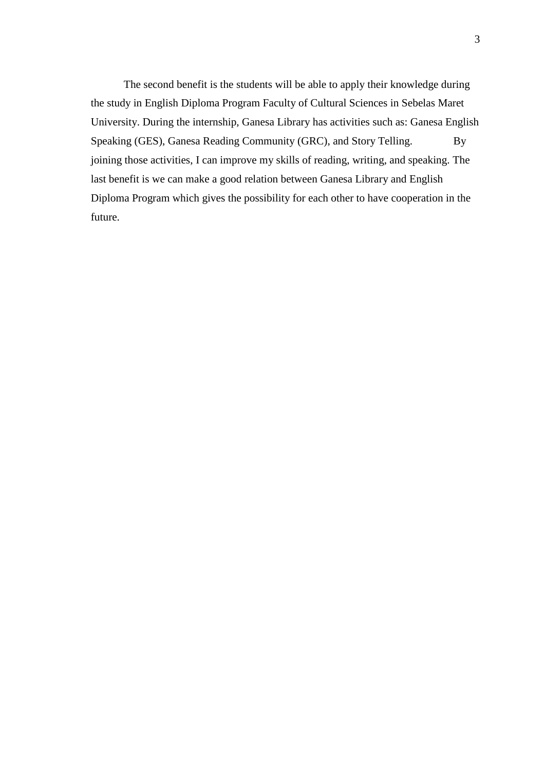The second benefit is the students will be able to apply their knowledge during the study in English Diploma Program Faculty of Cultural Sciences in Sebelas Maret University. During the internship, Ganesa Library has activities such as: Ganesa English Speaking (GES), Ganesa Reading Community (GRC), and Story Telling. By joining those activities, I can improve my skills of reading, writing, and speaking. The last benefit is we can make a good relation between Ganesa Library and English Diploma Program which gives the possibility for each other to have cooperation in the future.